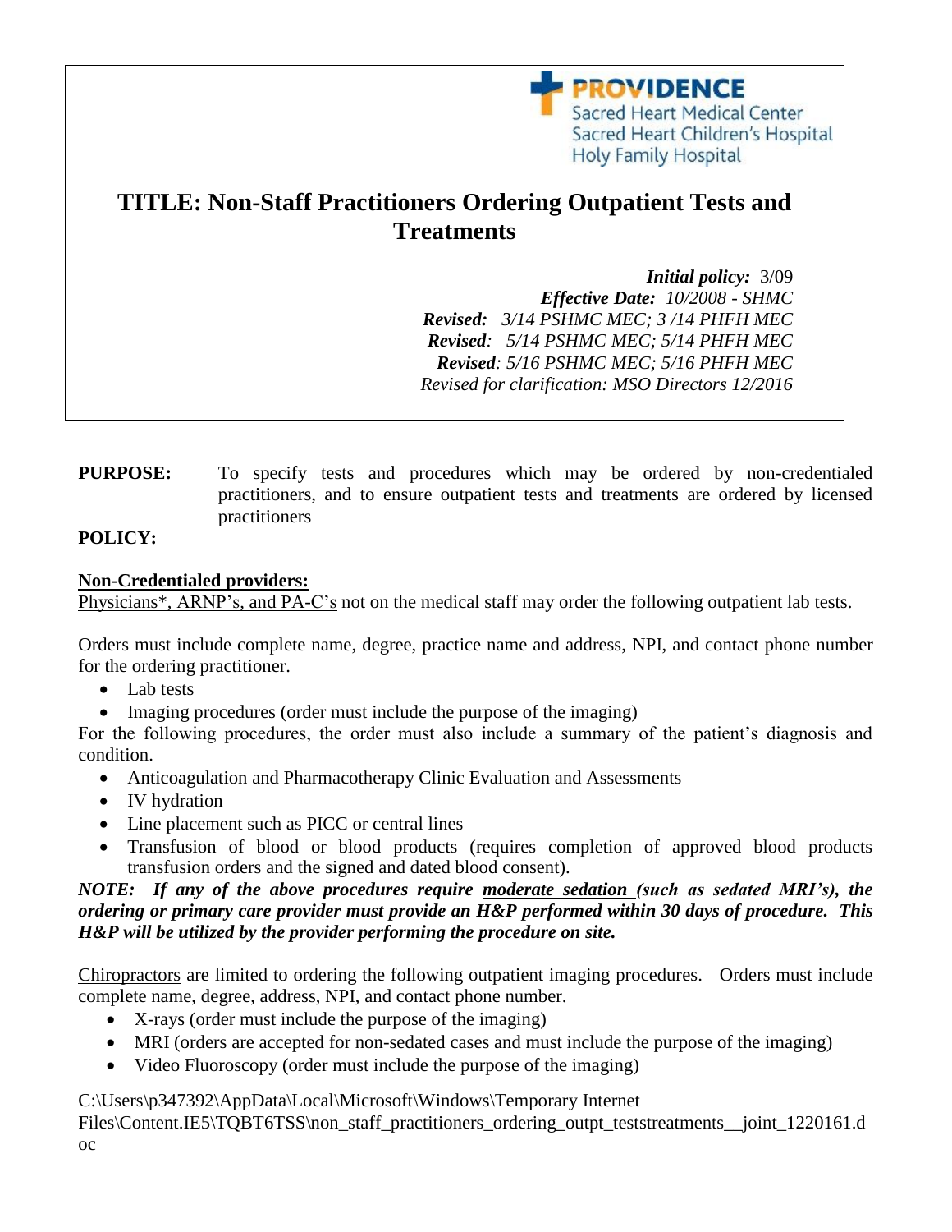PROVIDENCE
Sacred Heart Medical Center
Sacred Heart Children's Hospital
Holy Family Hospital

# TITLE: Non-Staff Practitioners Ordering Outpatient Tests and Treatments

***Initial policy:*** 3/09
***Effective Date:*** *10/2008 - SHMC*
***Revised:*** *3/14 PSHMC MEC; 3 /14 PHFH MEC*
***Revised****: 5/14 PSHMC MEC; 5/14 PHFH MEC*
***Revised****: 5/16 PSHMC MEC; 5/16 PHFH MEC*
*Revised for clarification: MSO Directors 12/2016*

**PURPOSE:** To specify tests and procedures which may be ordered by non-credentialed practitioners, and to ensure outpatient tests and treatments are ordered by licensed practitioners

**POLICY:**

**Non-Credentialed providers:**

Physicians*, ARNP's, and PA-C's not on the medical staff may order the following outpatient lab tests.

Orders must include complete name, degree, practice name and address, NPI, and contact phone number for the ordering practitioner.

- Lab tests
- Imaging procedures (order must include the purpose of the imaging)

For the following procedures, the order must also include a summary of the patient's diagnosis and condition.

- Anticoagulation and Pharmacotherapy Clinic Evaluation and Assessments
- IV hydration
- Line placement such as PICC or central lines
- Transfusion of blood or blood products (requires completion of approved blood products transfusion orders and the signed and dated blood consent).

***NOTE: If any of the above procedures require moderate sedation (such as sedated MRI's), the ordering or primary care provider must provide an H&P performed within 30 days of procedure. This H&P will be utilized by the provider performing the procedure on site.***

Chiropractors are limited to ordering the following outpatient imaging procedures. Orders must include complete name, degree, address, NPI, and contact phone number.

- X-rays (order must include the purpose of the imaging)
- MRI (orders are accepted for non-sedated cases and must include the purpose of the imaging)
- Video Fluoroscopy (order must include the purpose of the imaging)

C:\Users\p347392\AppData\Local\Microsoft\Windows\Temporary Internet Files\Content.IE5\TQBT6TSS\non_staff_practitioners_ordering_outpt_teststreatments__joint_1220161.doc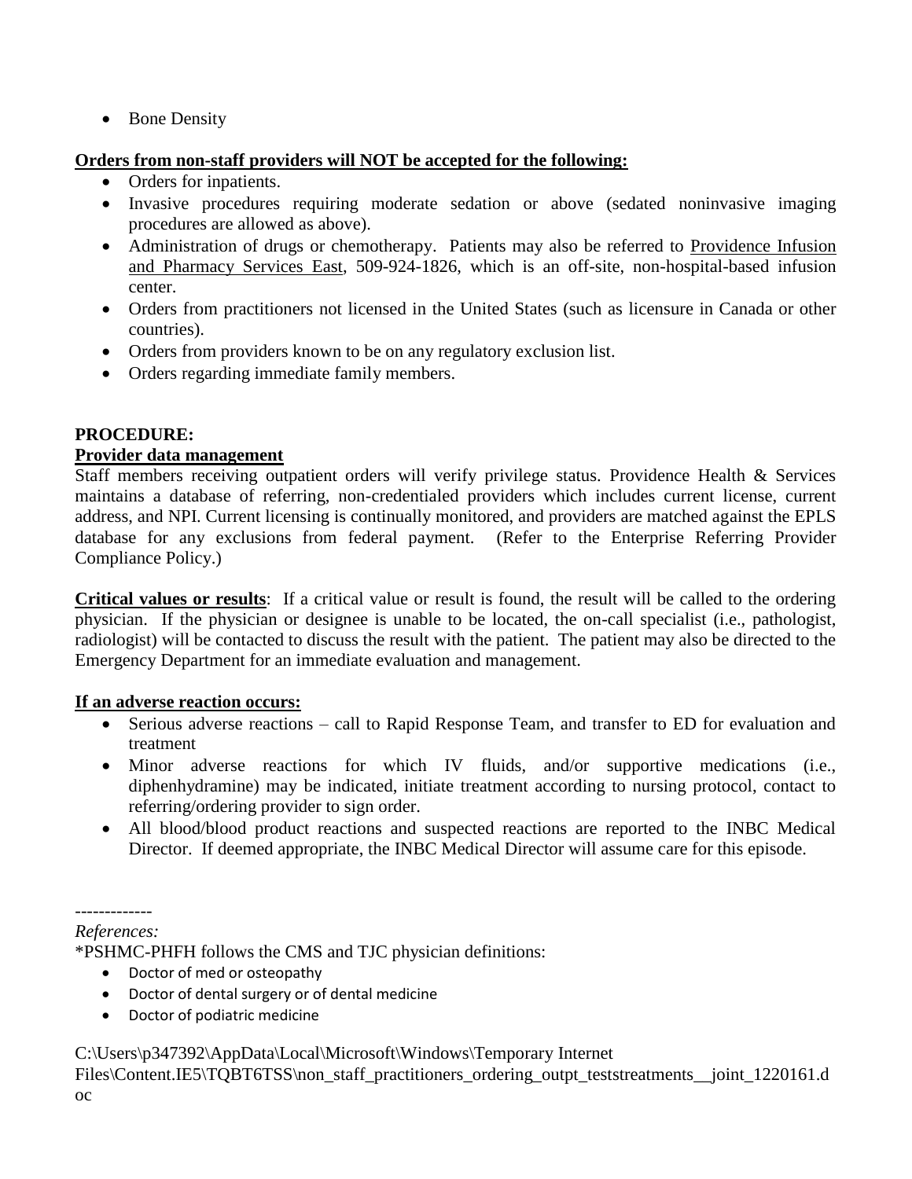- Bone Density

**Orders from non-staff providers will NOT be accepted for the following:**

- Orders for inpatients.
- Invasive procedures requiring moderate sedation or above (sedated noninvasive imaging procedures are allowed as above).
- Administration of drugs or chemotherapy. Patients may also be referred to Providence Infusion and Pharmacy Services East, 509-924-1826, which is an off-site, non-hospital-based infusion center.
- Orders from practitioners not licensed in the United States (such as licensure in Canada or other countries).
- Orders from providers known to be on any regulatory exclusion list.
- Orders regarding immediate family members.

**PROCEDURE:**

**Provider data management**

Staff members receiving outpatient orders will verify privilege status. Providence Health & Services maintains a database of referring, non-credentialed providers which includes current license, current address, and NPI. Current licensing is continually monitored, and providers are matched against the EPLS database for any exclusions from federal payment. (Refer to the Enterprise Referring Provider Compliance Policy.)

**Critical values or results**: If a critical value or result is found, the result will be called to the ordering physician. If the physician or designee is unable to be located, the on-call specialist (i.e., pathologist, radiologist) will be contacted to discuss the result with the patient. The patient may also be directed to the Emergency Department for an immediate evaluation and management.

**If an adverse reaction occurs:**

- Serious adverse reactions – call to Rapid Response Team, and transfer to ED for evaluation and treatment
- Minor adverse reactions for which IV fluids, and/or supportive medications (i.e., diphenhydramine) may be indicated, initiate treatment according to nursing protocol, contact to referring/ordering provider to sign order.
- All blood/blood product reactions and suspected reactions are reported to the INBC Medical Director. If deemed appropriate, the INBC Medical Director will assume care for this episode.

-------------

*References:*

*PSHMC-PHFH follows the CMS and TJC physician definitions:

- Doctor of med or osteopathy
- Doctor of dental surgery or of dental medicine
- Doctor of podiatric medicine

C:\Users\p347392\AppData\Local\Microsoft\Windows\Temporary Internet Files\Content.IE5\TQBT6TSS\non_staff_practitioners_ordering_outpt_teststreatments__joint_1220161.doc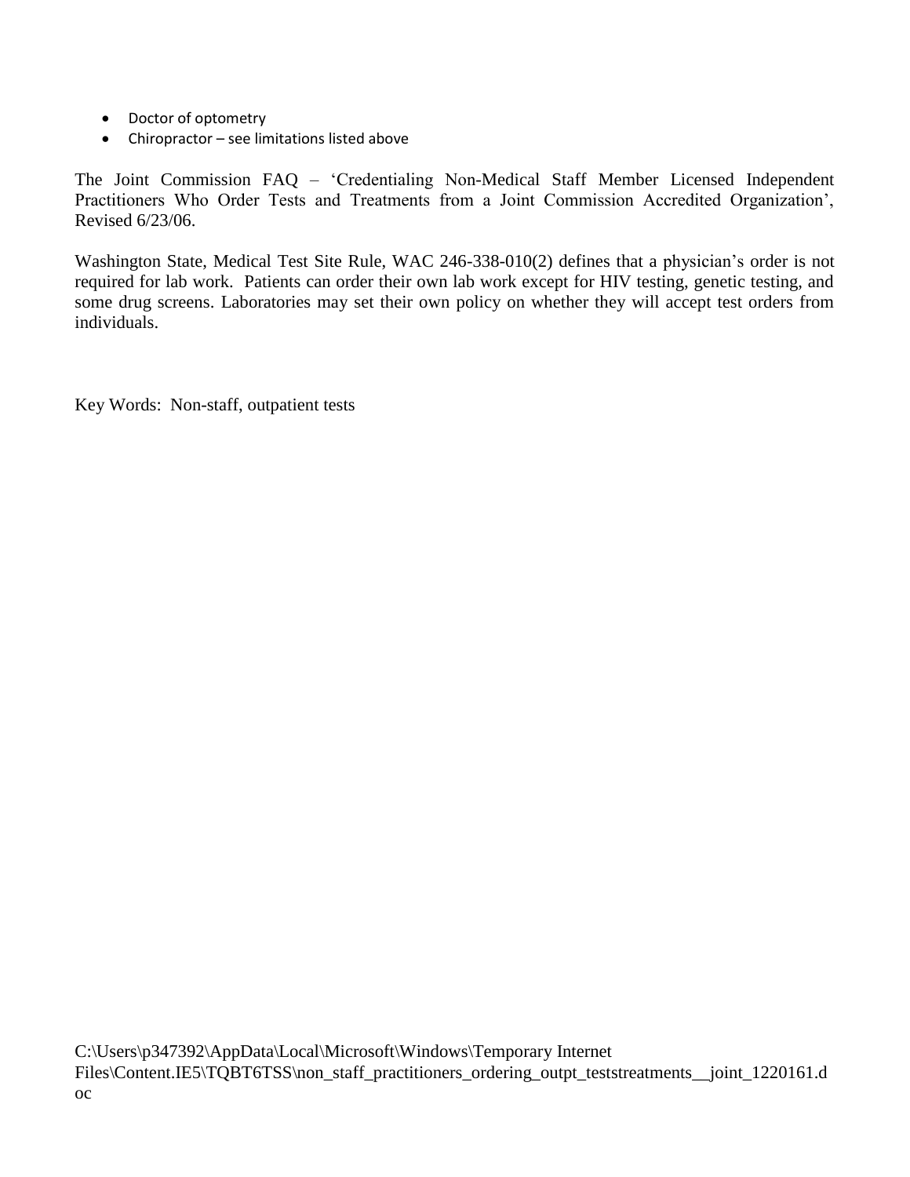- Doctor of optometry
- Chiropractor – see limitations listed above

The Joint Commission FAQ – 'Credentialing Non-Medical Staff Member Licensed Independent Practitioners Who Order Tests and Treatments from a Joint Commission Accredited Organization', Revised 6/23/06.

Washington State, Medical Test Site Rule, WAC 246-338-010(2) defines that a physician's order is not required for lab work. Patients can order their own lab work except for HIV testing, genetic testing, and some drug screens. Laboratories may set their own policy on whether they will accept test orders from individuals.

Key Words: Non-staff, outpatient tests